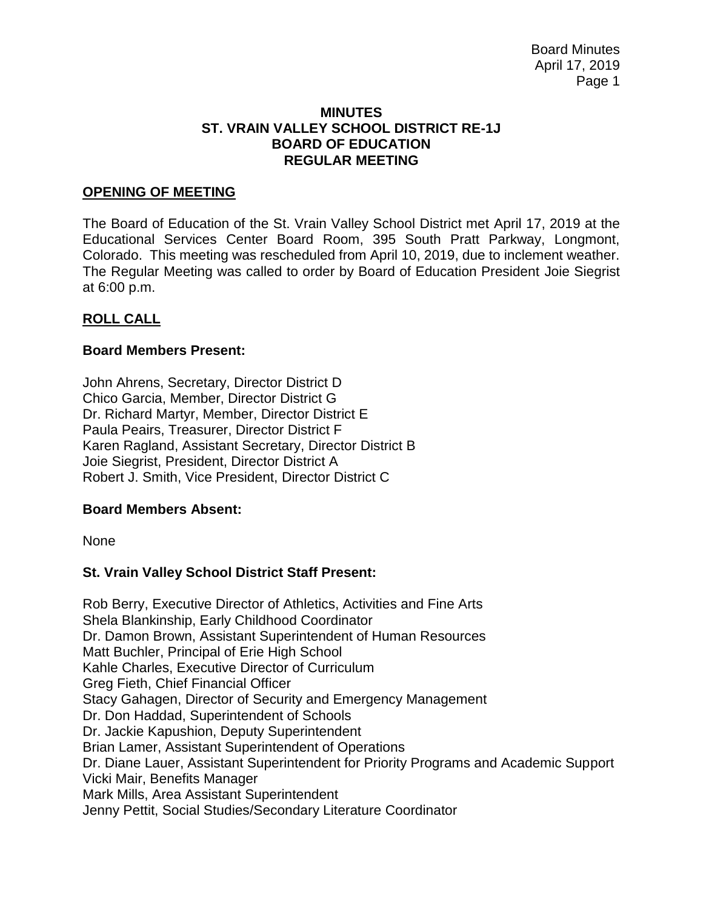# MINUTES
# ST. VRAIN VALLEY SCHOOL DISTRICT RE-1J
# BOARD OF EDUCATION
# REGULAR MEETING

## OPENING OF MEETING

The Board of Education of the St. Vrain Valley School District met April 17, 2019 at the Educational Services Center Board Room, 395 South Pratt Parkway, Longmont, Colorado. This meeting was rescheduled from April 10, 2019, due to inclement weather. The Regular Meeting was called to order by Board of Education President Joie Siegrist at 6:00 p.m.

## ROLL CALL

### Board Members Present:

John Ahrens, Secretary, Director District D
Chico Garcia, Member, Director District G
Dr. Richard Martyr, Member, Director District E
Paula Peairs, Treasurer, Director District F
Karen Ragland, Assistant Secretary, Director District B
Joie Siegrist, President, Director District A
Robert J. Smith, Vice President, Director District C

### Board Members Absent:

None

### St. Vrain Valley School District Staff Present:

Rob Berry, Executive Director of Athletics, Activities and Fine Arts
Shela Blankinship, Early Childhood Coordinator
Dr. Damon Brown, Assistant Superintendent of Human Resources
Matt Buchler, Principal of Erie High School
Kahle Charles, Executive Director of Curriculum
Greg Fieth, Chief Financial Officer
Stacy Gahagen, Director of Security and Emergency Management
Dr. Don Haddad, Superintendent of Schools
Dr. Jackie Kapushion, Deputy Superintendent
Brian Lamer, Assistant Superintendent of Operations
Dr. Diane Lauer, Assistant Superintendent for Priority Programs and Academic Support
Vicki Mair, Benefits Manager
Mark Mills, Area Assistant Superintendent
Jenny Pettit, Social Studies/Secondary Literature Coordinator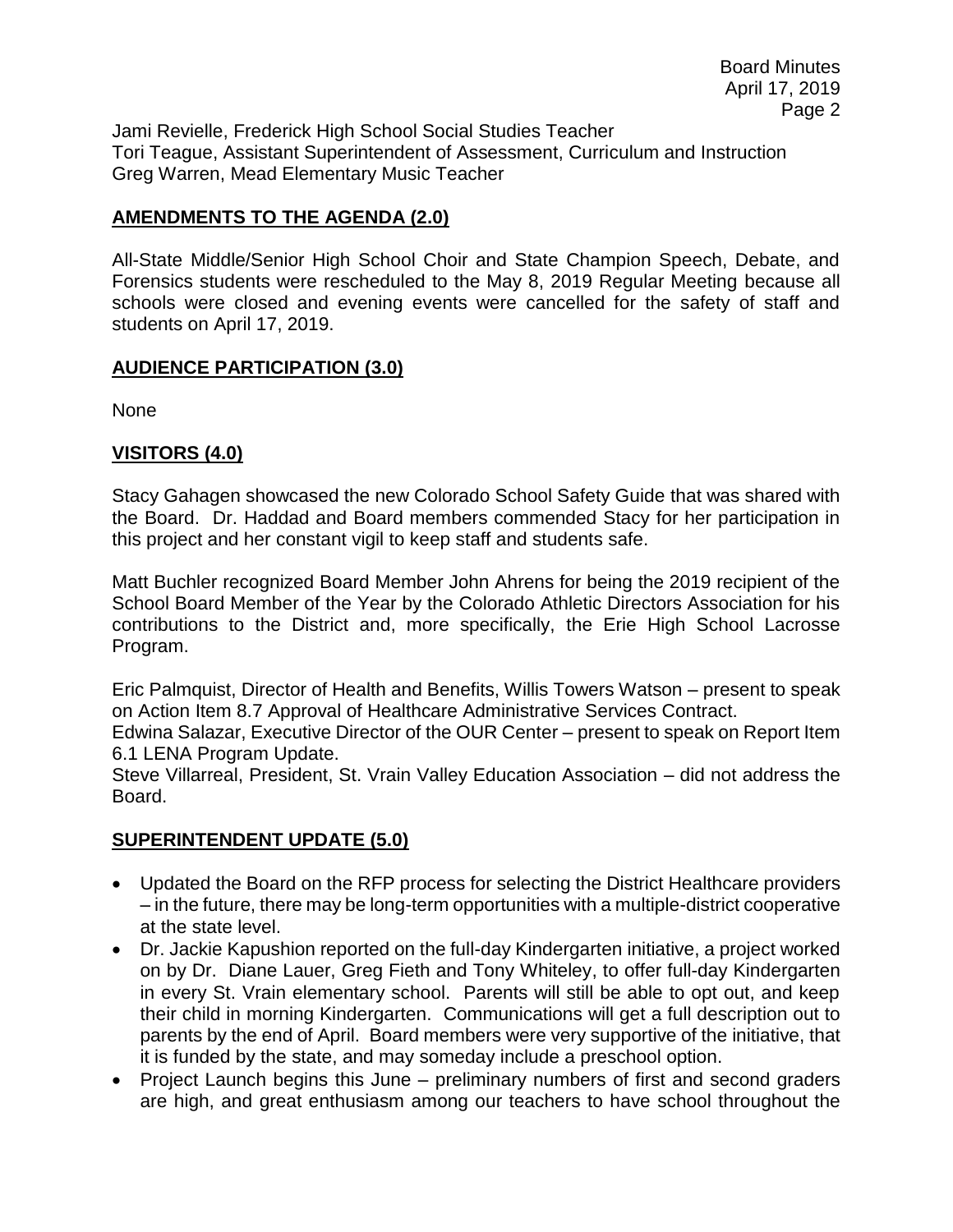Jami Revielle, Frederick High School Social Studies Teacher
Tori Teague, Assistant Superintendent of Assessment, Curriculum and Instruction
Greg Warren, Mead Elementary Music Teacher

## AMENDMENTS TO THE AGENDA (2.0)

All-State Middle/Senior High School Choir and State Champion Speech, Debate, and Forensics students were rescheduled to the May 8, 2019 Regular Meeting because all schools were closed and evening events were cancelled for the safety of staff and students on April 17, 2019.

## AUDIENCE PARTICIPATION (3.0)

None

## VISITORS (4.0)

Stacy Gahagen showcased the new Colorado School Safety Guide that was shared with the Board. Dr. Haddad and Board members commended Stacy for her participation in this project and her constant vigil to keep staff and students safe.

Matt Buchler recognized Board Member John Ahrens for being the 2019 recipient of the School Board Member of the Year by the Colorado Athletic Directors Association for his contributions to the District and, more specifically, the Erie High School Lacrosse Program.

Eric Palmquist, Director of Health and Benefits, Willis Towers Watson – present to speak on Action Item 8.7 Approval of Healthcare Administrative Services Contract.
Edwina Salazar, Executive Director of the OUR Center – present to speak on Report Item 6.1 LENA Program Update.
Steve Villarreal, President, St. Vrain Valley Education Association – did not address the Board.

## SUPERINTENDENT UPDATE (5.0)

- Updated the Board on the RFP process for selecting the District Healthcare providers – in the future, there may be long-term opportunities with a multiple-district cooperative at the state level.
- Dr. Jackie Kapushion reported on the full-day Kindergarten initiative, a project worked on by Dr. Diane Lauer, Greg Fieth and Tony Whiteley, to offer full-day Kindergarten in every St. Vrain elementary school. Parents will still be able to opt out, and keep their child in morning Kindergarten. Communications will get a full description out to parents by the end of April. Board members were very supportive of the initiative, that it is funded by the state, and may someday include a preschool option.
- Project Launch begins this June – preliminary numbers of first and second graders are high, and great enthusiasm among our teachers to have school throughout the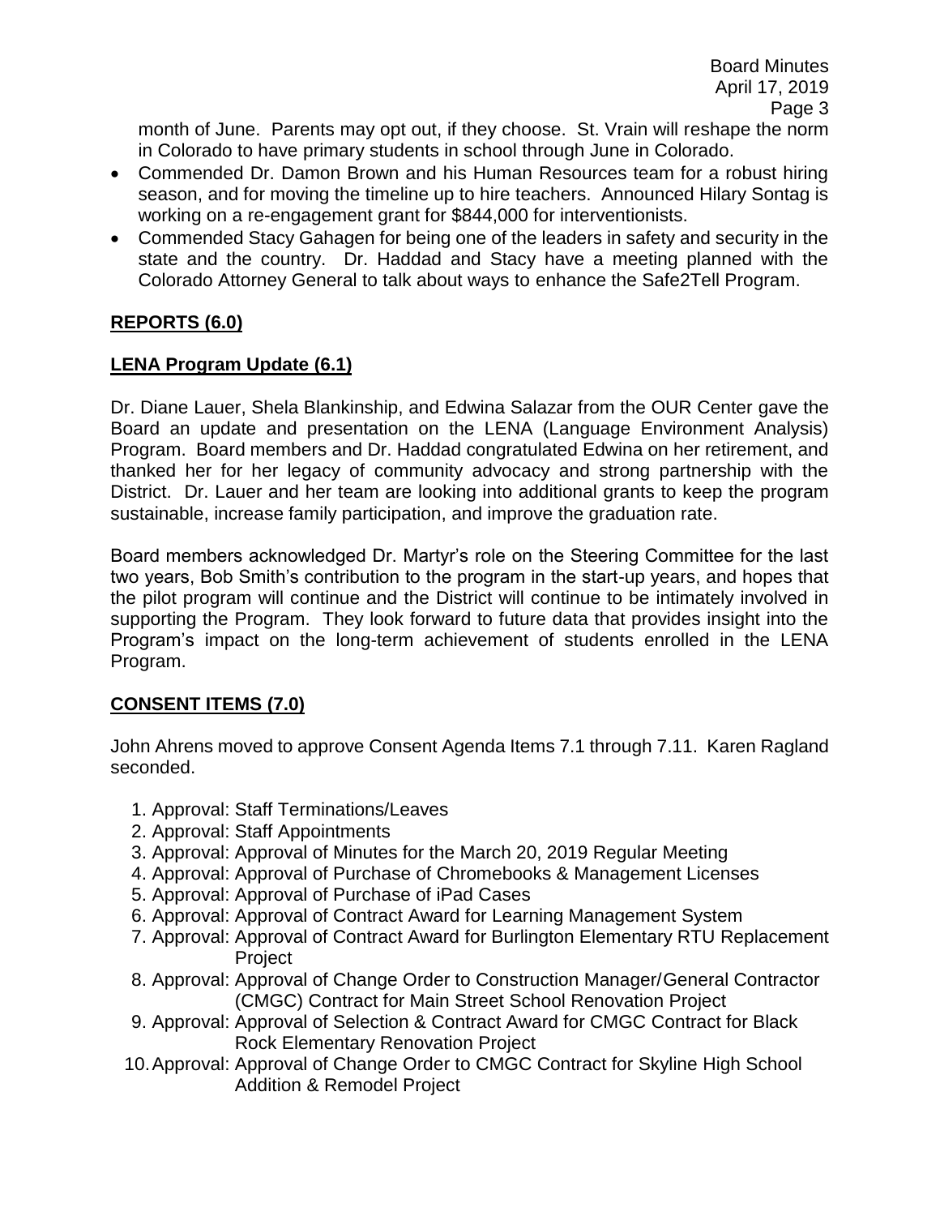month of June. Parents may opt out, if they choose. St. Vrain will reshape the norm in Colorado to have primary students in school through June in Colorado.

- Commended Dr. Damon Brown and his Human Resources team for a robust hiring season, and for moving the timeline up to hire teachers. Announced Hilary Sontag is working on a re-engagement grant for $844,000 for interventionists.
- Commended Stacy Gahagen for being one of the leaders in safety and security in the state and the country. Dr. Haddad and Stacy have a meeting planned with the Colorado Attorney General to talk about ways to enhance the Safe2Tell Program.

## REPORTS (6.0)

### LENA Program Update (6.1)

Dr. Diane Lauer, Shela Blankinship, and Edwina Salazar from the OUR Center gave the Board an update and presentation on the LENA (Language Environment Analysis) Program. Board members and Dr. Haddad congratulated Edwina on her retirement, and thanked her for her legacy of community advocacy and strong partnership with the District. Dr. Lauer and her team are looking into additional grants to keep the program sustainable, increase family participation, and improve the graduation rate.

Board members acknowledged Dr. Martyr's role on the Steering Committee for the last two years, Bob Smith's contribution to the program in the start-up years, and hopes that the pilot program will continue and the District will continue to be intimately involved in supporting the Program. They look forward to future data that provides insight into the Program's impact on the long-term achievement of students enrolled in the LENA Program.

## CONSENT ITEMS (7.0)

John Ahrens moved to approve Consent Agenda Items 7.1 through 7.11. Karen Ragland seconded.

1. Approval: Staff Terminations/Leaves
2. Approval: Staff Appointments
3. Approval: Approval of Minutes for the March 20, 2019 Regular Meeting
4. Approval: Approval of Purchase of Chromebooks & Management Licenses
5. Approval: Approval of Purchase of iPad Cases
6. Approval: Approval of Contract Award for Learning Management System
7. Approval: Approval of Contract Award for Burlington Elementary RTU Replacement Project
8. Approval: Approval of Change Order to Construction Manager/General Contractor (CMGC) Contract for Main Street School Renovation Project
9. Approval: Approval of Selection & Contract Award for CMGC Contract for Black Rock Elementary Renovation Project
10. Approval: Approval of Change Order to CMGC Contract for Skyline High School Addition & Remodel Project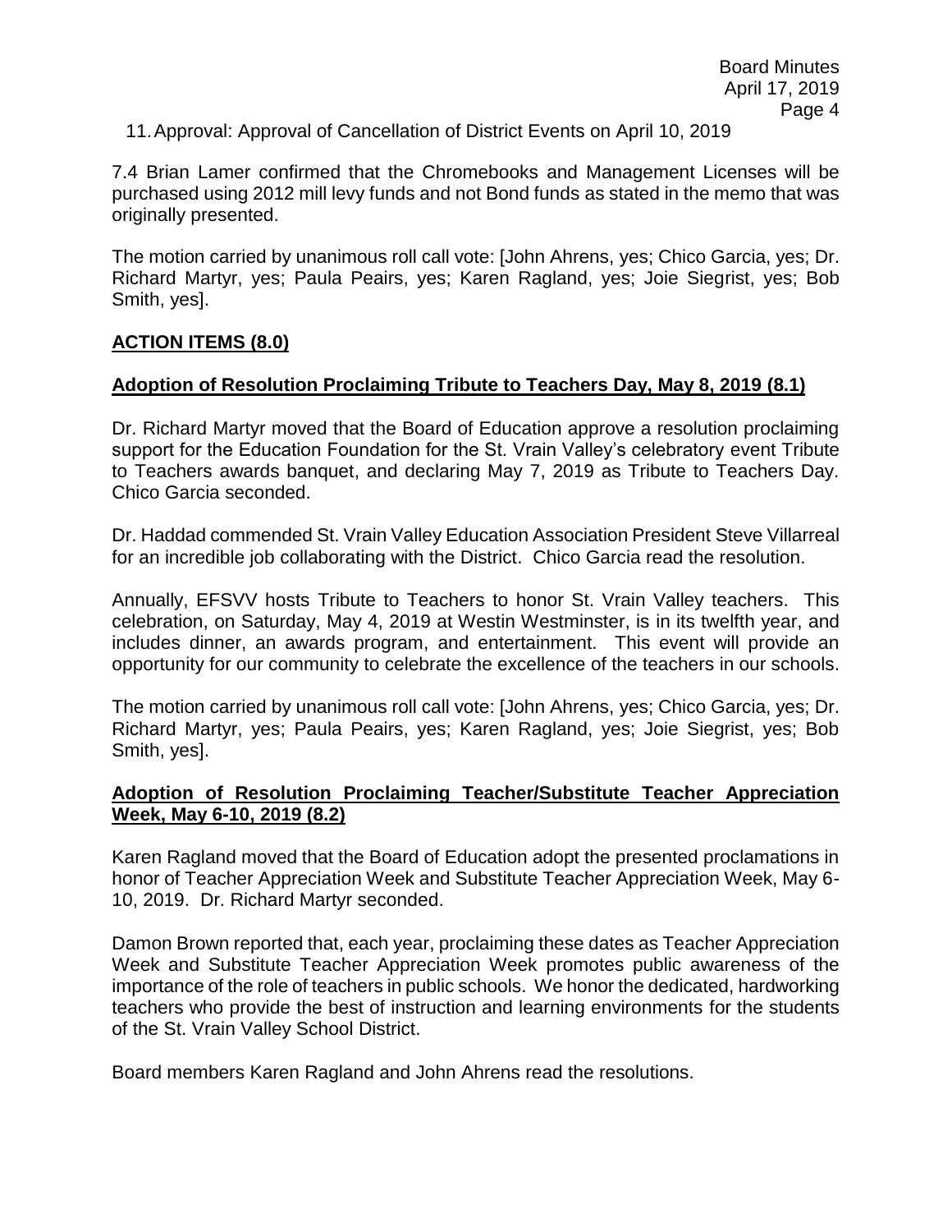11. Approval: Approval of Cancellation of District Events on April 10, 2019

7.4 Brian Lamer confirmed that the Chromebooks and Management Licenses will be purchased using 2012 mill levy funds and not Bond funds as stated in the memo that was originally presented.

The motion carried by unanimous roll call vote: [John Ahrens, yes; Chico Garcia, yes; Dr. Richard Martyr, yes; Paula Peairs, yes; Karen Ragland, yes; Joie Siegrist, yes; Bob Smith, yes].

## ACTION ITEMS (8.0)

### Adoption of Resolution Proclaiming Tribute to Teachers Day, May 8, 2019 (8.1)

Dr. Richard Martyr moved that the Board of Education approve a resolution proclaiming support for the Education Foundation for the St. Vrain Valley's celebratory event Tribute to Teachers awards banquet, and declaring May 7, 2019 as Tribute to Teachers Day. Chico Garcia seconded.

Dr. Haddad commended St. Vrain Valley Education Association President Steve Villarreal for an incredible job collaborating with the District. Chico Garcia read the resolution.

Annually, EFSVV hosts Tribute to Teachers to honor St. Vrain Valley teachers. This celebration, on Saturday, May 4, 2019 at Westin Westminster, is in its twelfth year, and includes dinner, an awards program, and entertainment. This event will provide an opportunity for our community to celebrate the excellence of the teachers in our schools.

The motion carried by unanimous roll call vote: [John Ahrens, yes; Chico Garcia, yes; Dr. Richard Martyr, yes; Paula Peairs, yes; Karen Ragland, yes; Joie Siegrist, yes; Bob Smith, yes].

### Adoption of Resolution Proclaiming Teacher/Substitute Teacher Appreciation Week, May 6-10, 2019 (8.2)

Karen Ragland moved that the Board of Education adopt the presented proclamations in honor of Teacher Appreciation Week and Substitute Teacher Appreciation Week, May 6-10, 2019. Dr. Richard Martyr seconded.

Damon Brown reported that, each year, proclaiming these dates as Teacher Appreciation Week and Substitute Teacher Appreciation Week promotes public awareness of the importance of the role of teachers in public schools. We honor the dedicated, hardworking teachers who provide the best of instruction and learning environments for the students of the St. Vrain Valley School District.

Board members Karen Ragland and John Ahrens read the resolutions.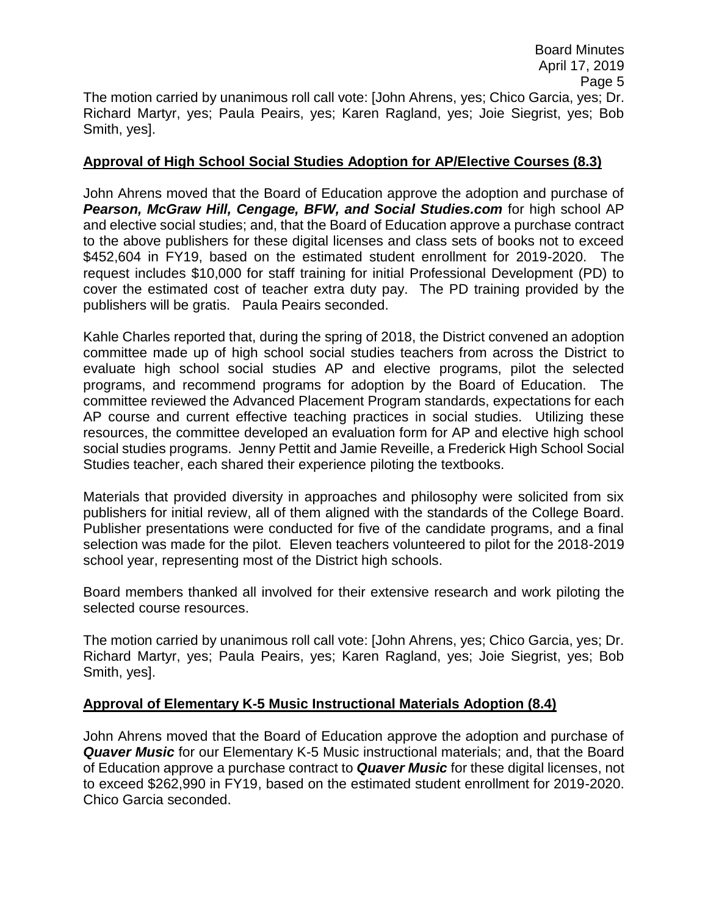The motion carried by unanimous roll call vote: [John Ahrens, yes; Chico Garcia, yes; Dr. Richard Martyr, yes; Paula Peairs, yes; Karen Ragland, yes; Joie Siegrist, yes; Bob Smith, yes].

## **Approval of High School Social Studies Adoption for AP/Elective Courses (8.3)**

John Ahrens moved that the Board of Education approve the adoption and purchase of ***Pearson, McGraw Hill, Cengage, BFW, and Social Studies.com*** for high school AP and elective social studies; and, that the Board of Education approve a purchase contract to the above publishers for these digital licenses and class sets of books not to exceed $452,604 in FY19, based on the estimated student enrollment for 2019-2020. The request includes $10,000 for staff training for initial Professional Development (PD) to cover the estimated cost of teacher extra duty pay. The PD training provided by the publishers will be gratis. Paula Peairs seconded.

Kahle Charles reported that, during the spring of 2018, the District convened an adoption committee made up of high school social studies teachers from across the District to evaluate high school social studies AP and elective programs, pilot the selected programs, and recommend programs for adoption by the Board of Education. The committee reviewed the Advanced Placement Program standards, expectations for each AP course and current effective teaching practices in social studies. Utilizing these resources, the committee developed an evaluation form for AP and elective high school social studies programs. Jenny Pettit and Jamie Reveille, a Frederick High School Social Studies teacher, each shared their experience piloting the textbooks.

Materials that provided diversity in approaches and philosophy were solicited from six publishers for initial review, all of them aligned with the standards of the College Board. Publisher presentations were conducted for five of the candidate programs, and a final selection was made for the pilot. Eleven teachers volunteered to pilot for the 2018-2019 school year, representing most of the District high schools.

Board members thanked all involved for their extensive research and work piloting the selected course resources.

The motion carried by unanimous roll call vote: [John Ahrens, yes; Chico Garcia, yes; Dr. Richard Martyr, yes; Paula Peairs, yes; Karen Ragland, yes; Joie Siegrist, yes; Bob Smith, yes].

## **Approval of Elementary K-5 Music Instructional Materials Adoption (8.4)**

John Ahrens moved that the Board of Education approve the adoption and purchase of ***Quaver Music*** for our Elementary K-5 Music instructional materials; and, that the Board of Education approve a purchase contract to ***Quaver Music*** for these digital licenses, not to exceed $262,990 in FY19, based on the estimated student enrollment for 2019-2020. Chico Garcia seconded.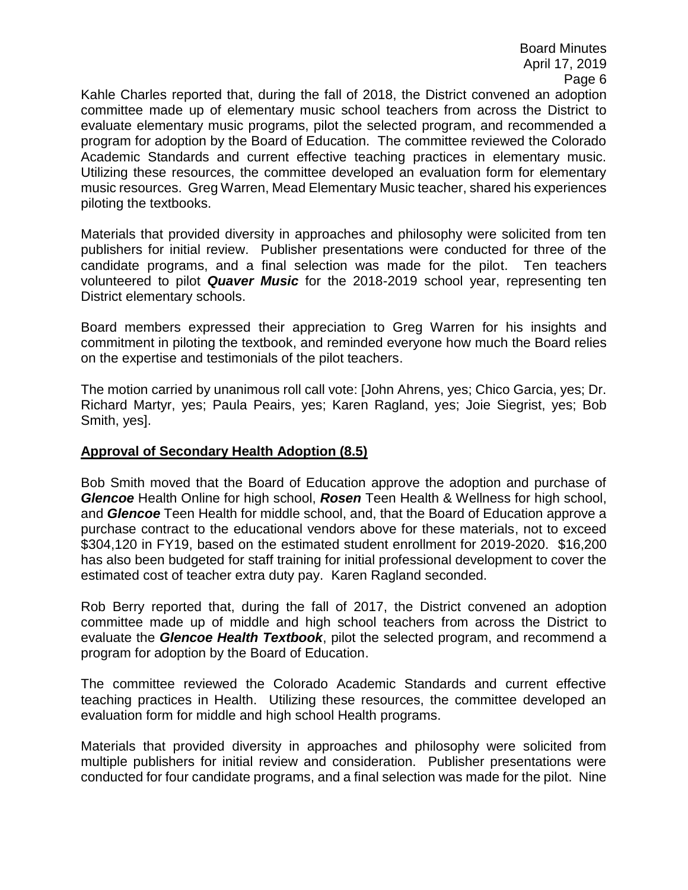Kahle Charles reported that, during the fall of 2018, the District convened an adoption committee made up of elementary music school teachers from across the District to evaluate elementary music programs, pilot the selected program, and recommended a program for adoption by the Board of Education. The committee reviewed the Colorado Academic Standards and current effective teaching practices in elementary music. Utilizing these resources, the committee developed an evaluation form for elementary music resources. Greg Warren, Mead Elementary Music teacher, shared his experiences piloting the textbooks.

Materials that provided diversity in approaches and philosophy were solicited from ten publishers for initial review. Publisher presentations were conducted for three of the candidate programs, and a final selection was made for the pilot. Ten teachers volunteered to pilot ***Quaver Music*** for the 2018-2019 school year, representing ten District elementary schools.

Board members expressed their appreciation to Greg Warren for his insights and commitment in piloting the textbook, and reminded everyone how much the Board relies on the expertise and testimonials of the pilot teachers.

The motion carried by unanimous roll call vote: [John Ahrens, yes; Chico Garcia, yes; Dr. Richard Martyr, yes; Paula Peairs, yes; Karen Ragland, yes; Joie Siegrist, yes; Bob Smith, yes].

## Approval of Secondary Health Adoption (8.5)

Bob Smith moved that the Board of Education approve the adoption and purchase of ***Glencoe*** Health Online for high school, ***Rosen*** Teen Health & Wellness for high school, and ***Glencoe*** Teen Health for middle school, and, that the Board of Education approve a purchase contract to the educational vendors above for these materials, not to exceed $304,120 in FY19, based on the estimated student enrollment for 2019-2020. $16,200 has also been budgeted for staff training for initial professional development to cover the estimated cost of teacher extra duty pay. Karen Ragland seconded.

Rob Berry reported that, during the fall of 2017, the District convened an adoption committee made up of middle and high school teachers from across the District to evaluate the ***Glencoe Health Textbook***, pilot the selected program, and recommend a program for adoption by the Board of Education.

The committee reviewed the Colorado Academic Standards and current effective teaching practices in Health. Utilizing these resources, the committee developed an evaluation form for middle and high school Health programs.

Materials that provided diversity in approaches and philosophy were solicited from multiple publishers for initial review and consideration. Publisher presentations were conducted for four candidate programs, and a final selection was made for the pilot. Nine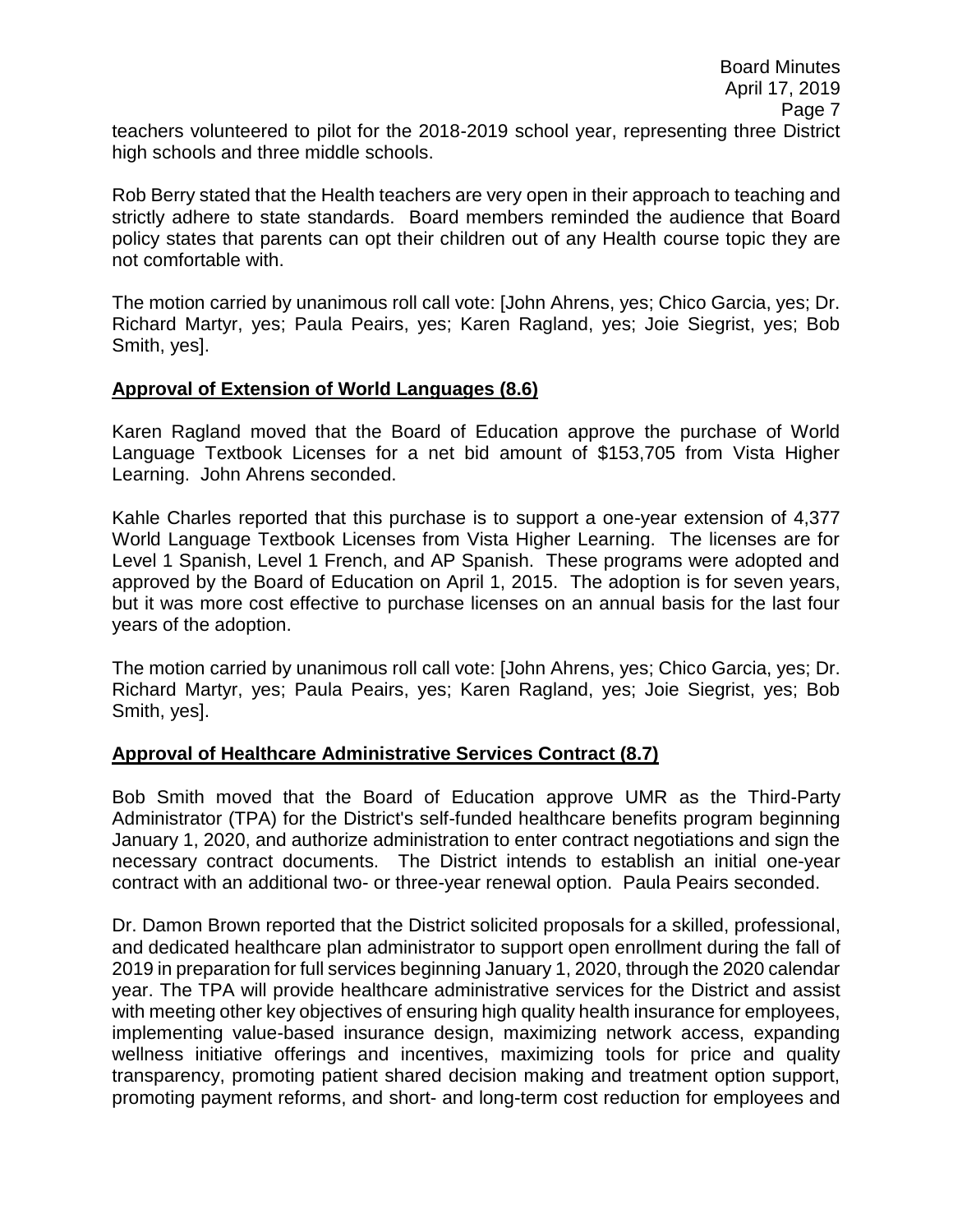teachers volunteered to pilot for the 2018-2019 school year, representing three District high schools and three middle schools.

Rob Berry stated that the Health teachers are very open in their approach to teaching and strictly adhere to state standards. Board members reminded the audience that Board policy states that parents can opt their children out of any Health course topic they are not comfortable with.

The motion carried by unanimous roll call vote: [John Ahrens, yes; Chico Garcia, yes; Dr. Richard Martyr, yes; Paula Peairs, yes; Karen Ragland, yes; Joie Siegrist, yes; Bob Smith, yes].

**Approval of Extension of World Languages (8.6)**

Karen Ragland moved that the Board of Education approve the purchase of World Language Textbook Licenses for a net bid amount of $153,705 from Vista Higher Learning. John Ahrens seconded.

Kahle Charles reported that this purchase is to support a one-year extension of 4,377 World Language Textbook Licenses from Vista Higher Learning. The licenses are for Level 1 Spanish, Level 1 French, and AP Spanish. These programs were adopted and approved by the Board of Education on April 1, 2015. The adoption is for seven years, but it was more cost effective to purchase licenses on an annual basis for the last four years of the adoption.

The motion carried by unanimous roll call vote: [John Ahrens, yes; Chico Garcia, yes; Dr. Richard Martyr, yes; Paula Peairs, yes; Karen Ragland, yes; Joie Siegrist, yes; Bob Smith, yes].

**Approval of Healthcare Administrative Services Contract (8.7)**

Bob Smith moved that the Board of Education approve UMR as the Third-Party Administrator (TPA) for the District's self-funded healthcare benefits program beginning January 1, 2020, and authorize administration to enter contract negotiations and sign the necessary contract documents. The District intends to establish an initial one-year contract with an additional two- or three-year renewal option. Paula Peairs seconded.

Dr. Damon Brown reported that the District solicited proposals for a skilled, professional, and dedicated healthcare plan administrator to support open enrollment during the fall of 2019 in preparation for full services beginning January 1, 2020, through the 2020 calendar year. The TPA will provide healthcare administrative services for the District and assist with meeting other key objectives of ensuring high quality health insurance for employees, implementing value-based insurance design, maximizing network access, expanding wellness initiative offerings and incentives, maximizing tools for price and quality transparency, promoting patient shared decision making and treatment option support, promoting payment reforms, and short- and long-term cost reduction for employees and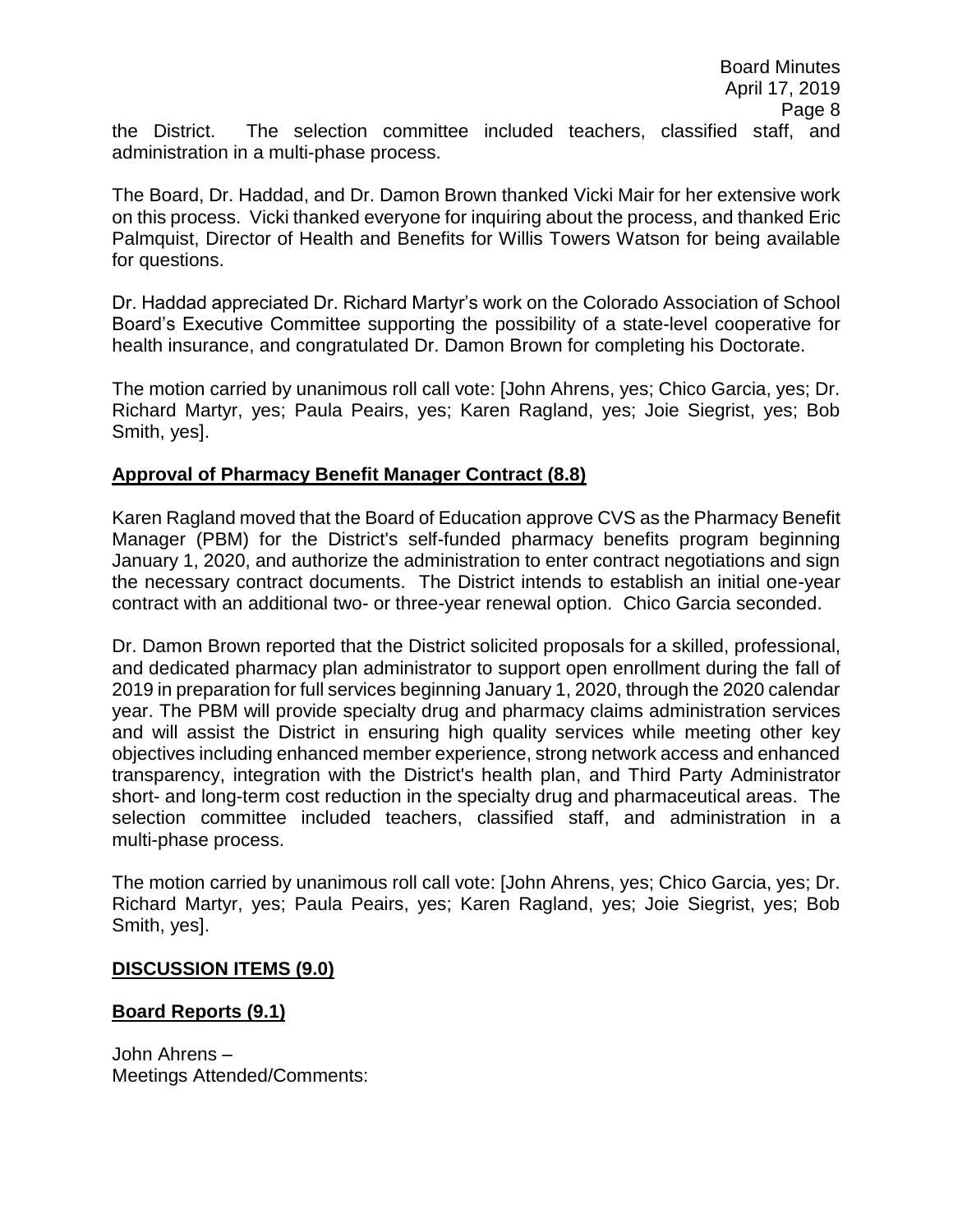the District. The selection committee included teachers, classified staff, and administration in a multi-phase process.

The Board, Dr. Haddad, and Dr. Damon Brown thanked Vicki Mair for her extensive work on this process. Vicki thanked everyone for inquiring about the process, and thanked Eric Palmquist, Director of Health and Benefits for Willis Towers Watson for being available for questions.

Dr. Haddad appreciated Dr. Richard Martyr's work on the Colorado Association of School Board's Executive Committee supporting the possibility of a state-level cooperative for health insurance, and congratulated Dr. Damon Brown for completing his Doctorate.

The motion carried by unanimous roll call vote: [John Ahrens, yes; Chico Garcia, yes; Dr. Richard Martyr, yes; Paula Peairs, yes; Karen Ragland, yes; Joie Siegrist, yes; Bob Smith, yes].

**Approval of Pharmacy Benefit Manager Contract (8.8)**

Karen Ragland moved that the Board of Education approve CVS as the Pharmacy Benefit Manager (PBM) for the District's self-funded pharmacy benefits program beginning January 1, 2020, and authorize the administration to enter contract negotiations and sign the necessary contract documents. The District intends to establish an initial one-year contract with an additional two- or three-year renewal option. Chico Garcia seconded.

Dr. Damon Brown reported that the District solicited proposals for a skilled, professional, and dedicated pharmacy plan administrator to support open enrollment during the fall of 2019 in preparation for full services beginning January 1, 2020, through the 2020 calendar year. The PBM will provide specialty drug and pharmacy claims administration services and will assist the District in ensuring high quality services while meeting other key objectives including enhanced member experience, strong network access and enhanced transparency, integration with the District's health plan, and Third Party Administrator short- and long-term cost reduction in the specialty drug and pharmaceutical areas. The selection committee included teachers, classified staff, and administration in a multi-phase process.

The motion carried by unanimous roll call vote: [John Ahrens, yes; Chico Garcia, yes; Dr. Richard Martyr, yes; Paula Peairs, yes; Karen Ragland, yes; Joie Siegrist, yes; Bob Smith, yes].

**DISCUSSION ITEMS (9.0)**

**Board Reports (9.1)**

John Ahrens –
Meetings Attended/Comments: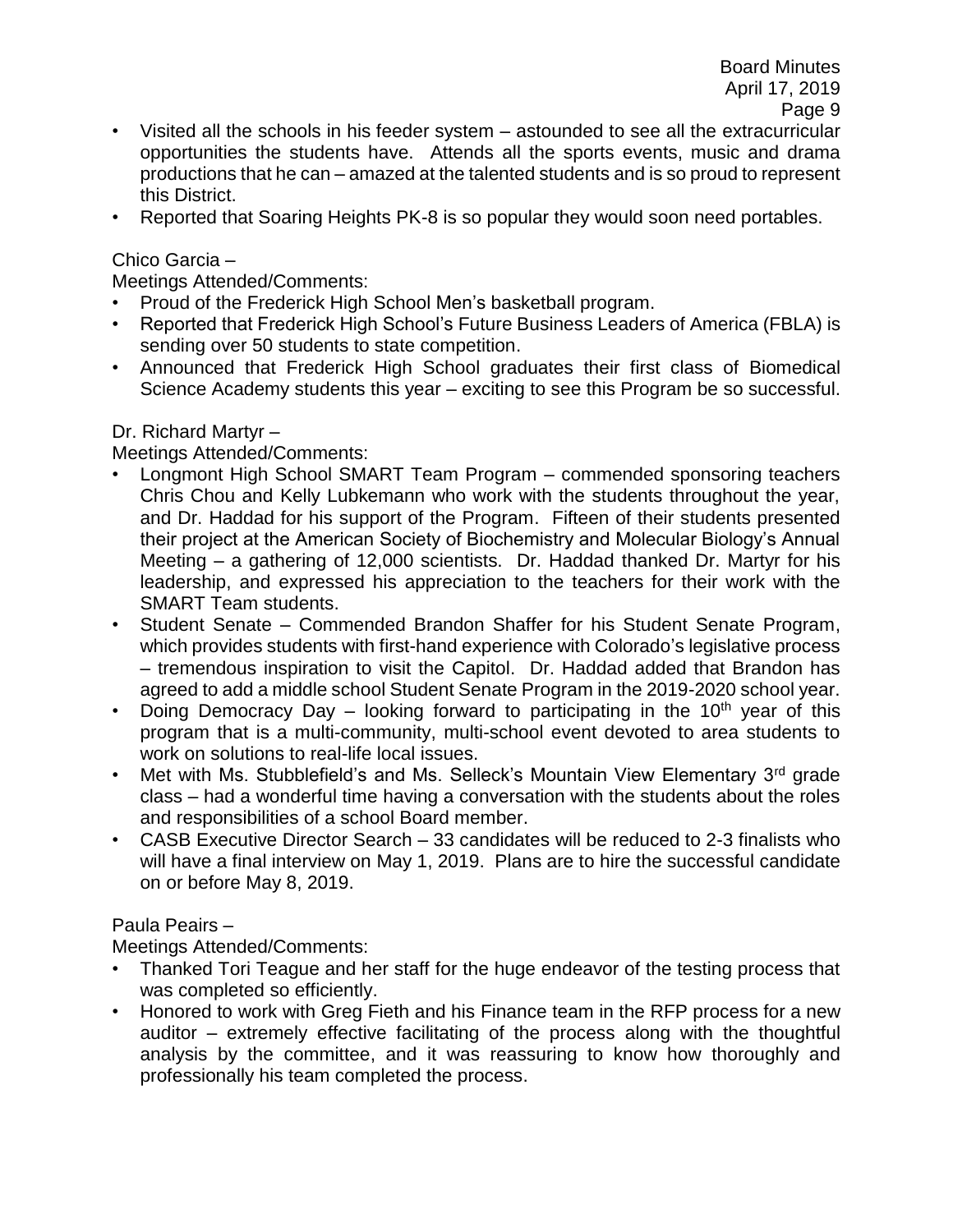- Visited all the schools in his feeder system – astounded to see all the extracurricular opportunities the students have. Attends all the sports events, music and drama productions that he can – amazed at the talented students and is so proud to represent this District.
- Reported that Soaring Heights PK-8 is so popular they would soon need portables.

Chico Garcia –

Meetings Attended/Comments:

- Proud of the Frederick High School Men's basketball program.
- Reported that Frederick High School's Future Business Leaders of America (FBLA) is sending over 50 students to state competition.
- Announced that Frederick High School graduates their first class of Biomedical Science Academy students this year – exciting to see this Program be so successful.

Dr. Richard Martyr –

Meetings Attended/Comments:

- Longmont High School SMART Team Program – commended sponsoring teachers Chris Chou and Kelly Lubkemann who work with the students throughout the year, and Dr. Haddad for his support of the Program. Fifteen of their students presented their project at the American Society of Biochemistry and Molecular Biology's Annual Meeting – a gathering of 12,000 scientists. Dr. Haddad thanked Dr. Martyr for his leadership, and expressed his appreciation to the teachers for their work with the SMART Team students.
- Student Senate – Commended Brandon Shaffer for his Student Senate Program, which provides students with first-hand experience with Colorado's legislative process – tremendous inspiration to visit the Capitol. Dr. Haddad added that Brandon has agreed to add a middle school Student Senate Program in the 2019-2020 school year.
- Doing Democracy Day – looking forward to participating in the 10th year of this program that is a multi-community, multi-school event devoted to area students to work on solutions to real-life local issues.
- Met with Ms. Stubblefield's and Ms. Selleck's Mountain View Elementary 3rd grade class – had a wonderful time having a conversation with the students about the roles and responsibilities of a school Board member.
- CASB Executive Director Search – 33 candidates will be reduced to 2-3 finalists who will have a final interview on May 1, 2019. Plans are to hire the successful candidate on or before May 8, 2019.

Paula Peairs –

Meetings Attended/Comments:

- Thanked Tori Teague and her staff for the huge endeavor of the testing process that was completed so efficiently.
- Honored to work with Greg Fieth and his Finance team in the RFP process for a new auditor – extremely effective facilitating of the process along with the thoughtful analysis by the committee, and it was reassuring to know how thoroughly and professionally his team completed the process.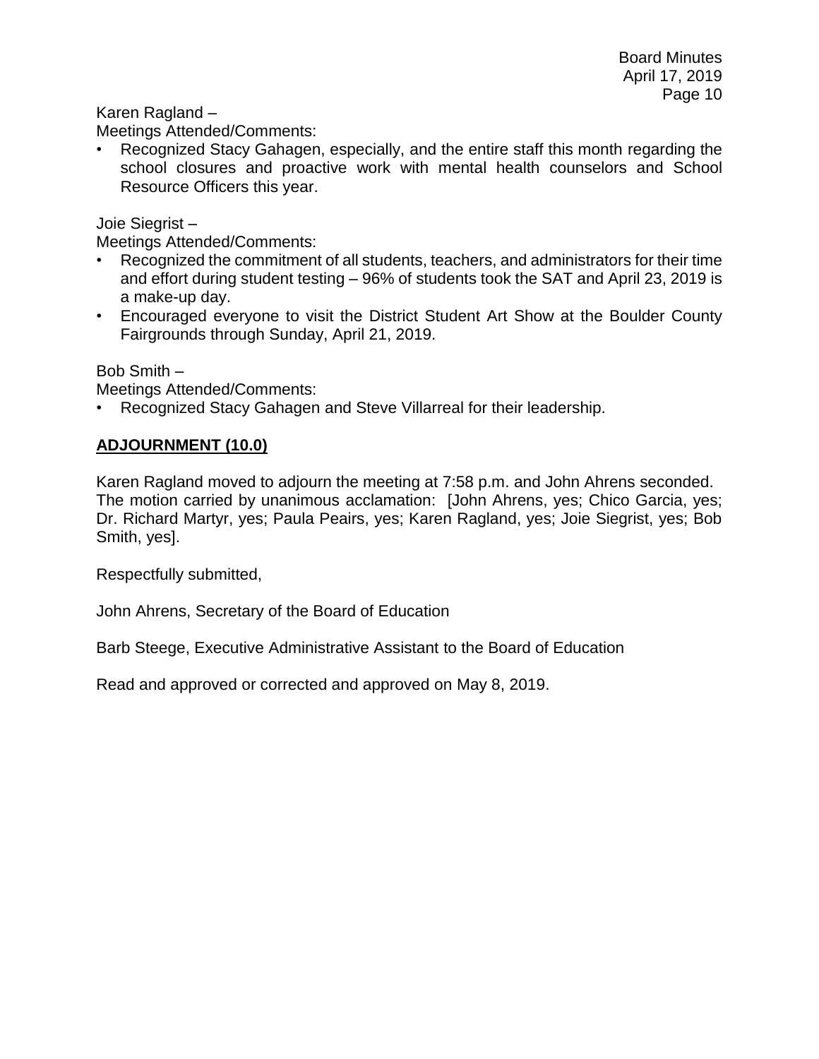Karen Ragland –
Meetings Attended/Comments:

- Recognized Stacy Gahagen, especially, and the entire staff this month regarding the school closures and proactive work with mental health counselors and School Resource Officers this year.

Joie Siegrist –
Meetings Attended/Comments:

- Recognized the commitment of all students, teachers, and administrators for their time and effort during student testing – 96% of students took the SAT and April 23, 2019 is a make-up day.
- Encouraged everyone to visit the District Student Art Show at the Boulder County Fairgrounds through Sunday, April 21, 2019.

Bob Smith –
Meetings Attended/Comments:

- Recognized Stacy Gahagen and Steve Villarreal for their leadership.

**ADJOURNMENT (10.0)**

Karen Ragland moved to adjourn the meeting at 7:58 p.m. and John Ahrens seconded. The motion carried by unanimous acclamation: [John Ahrens, yes; Chico Garcia, yes; Dr. Richard Martyr, yes; Paula Peairs, yes; Karen Ragland, yes; Joie Siegrist, yes; Bob Smith, yes].

Respectfully submitted,

John Ahrens, Secretary of the Board of Education

Barb Steege, Executive Administrative Assistant to the Board of Education

Read and approved or corrected and approved on May 8, 2019.